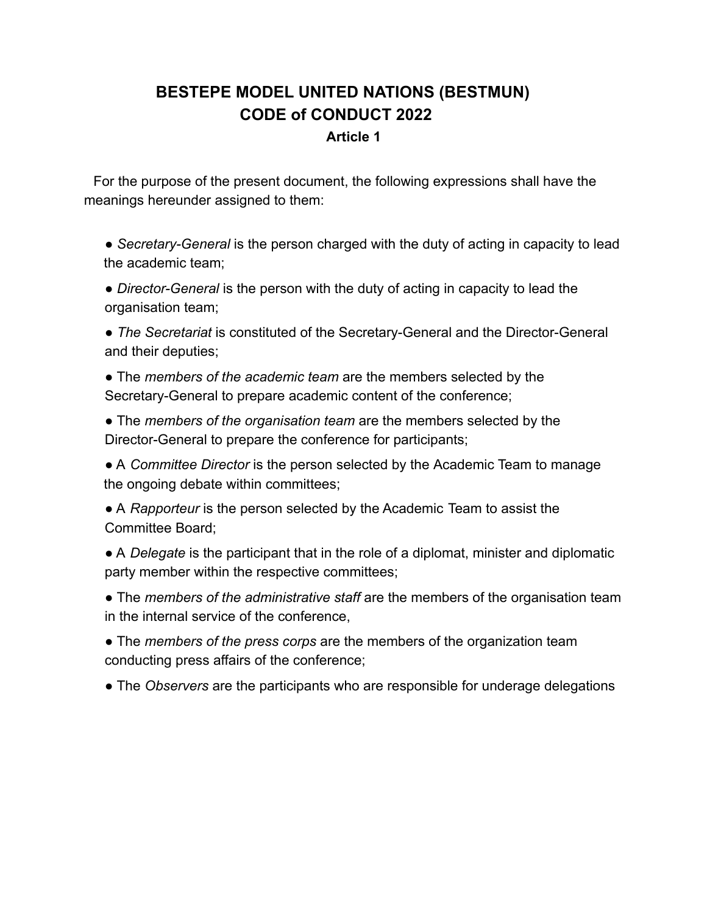# BESTEPE MODEL UNITED NATIONS (BESTMUN)
# CODE of CONDUCT 2022

### Article 1

For the purpose of the present document, the following expressions shall have the meanings hereunder assigned to them:

- *Secretary-General* is the person charged with the duty of acting in capacity to lead the academic team;
- *Director-General* is the person with the duty of acting in capacity to lead the organisation team;
- *The Secretariat* is constituted of the Secretary-General and the Director-General and their deputies;
- The *members of the academic team* are the members selected by the Secretary-General to prepare academic content of the conference;
- The *members of the organisation team* are the members selected by the Director-General to prepare the conference for participants;
- A *Committee Director* is the person selected by the Academic Team to manage the ongoing debate within committees;
- A *Rapporteur* is the person selected by the Academic Team to assist the Committee Board;
- A *Delegate* is the participant that in the role of a diplomat, minister and diplomatic party member within the respective committees;
- The *members of the administrative staff* are the members of the organisation team in the internal service of the conference,
- The *members of the press corps* are the members of the organization team conducting press affairs of the conference;
- The *Observers* are the participants who are responsible for underage delegations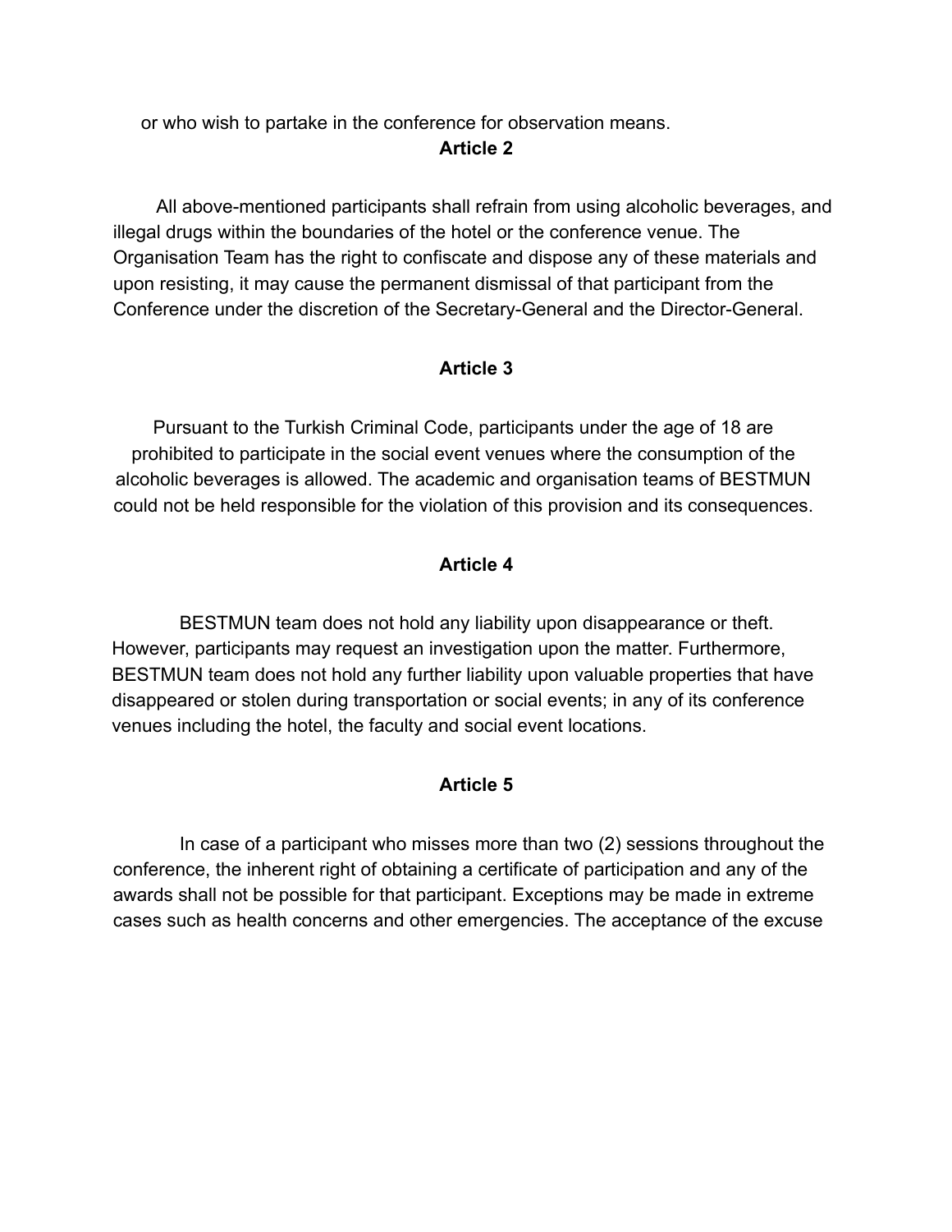or who wish to partake in the conference for observation means.

**Article 2**

All above-mentioned participants shall refrain from using alcoholic beverages, and illegal drugs within the boundaries of the hotel or the conference venue. The Organisation Team has the right to confiscate and dispose any of these materials and upon resisting, it may cause the permanent dismissal of that participant from the Conference under the discretion of the Secretary-General and the Director-General.

**Article 3**

Pursuant to the Turkish Criminal Code, participants under the age of 18 are prohibited to participate in the social event venues where the consumption of the alcoholic beverages is allowed. The academic and organisation teams of BESTMUN could not be held responsible for the violation of this provision and its consequences.

**Article 4**

BESTMUN team does not hold any liability upon disappearance or theft. However, participants may request an investigation upon the matter. Furthermore, BESTMUN team does not hold any further liability upon valuable properties that have disappeared or stolen during transportation or social events; in any of its conference venues including the hotel, the faculty and social event locations.

**Article 5**

In case of a participant who misses more than two (2) sessions throughout the conference, the inherent right of obtaining a certificate of participation and any of the awards shall not be possible for that participant. Exceptions may be made in extreme cases such as health concerns and other emergencies. The acceptance of the excuse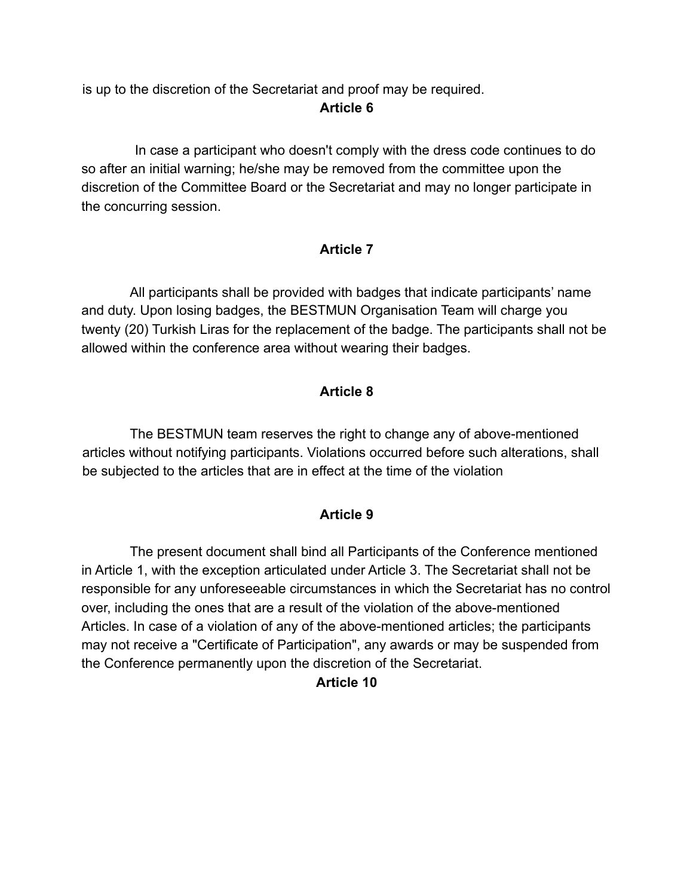is up to the discretion of the Secretariat and proof may be required.

**Article 6**

In case a participant who doesn't comply with the dress code continues to do so after an initial warning; he/she may be removed from the committee upon the discretion of the Committee Board or the Secretariat and may no longer participate in the concurring session.

**Article 7**

All participants shall be provided with badges that indicate participants' name and duty. Upon losing badges, the BESTMUN Organisation Team will charge you twenty (20) Turkish Liras for the replacement of the badge. The participants shall not be allowed within the conference area without wearing their badges.

**Article 8**

The BESTMUN team reserves the right to change any of above-mentioned articles without notifying participants. Violations occurred before such alterations, shall be subjected to the articles that are in effect at the time of the violation

**Article 9**

The present document shall bind all Participants of the Conference mentioned in Article 1, with the exception articulated under Article 3. The Secretariat shall not be responsible for any unforeseeable circumstances in which the Secretariat has no control over, including the ones that are a result of the violation of the above-mentioned Articles. In case of a violation of any of the above-mentioned articles; the participants may not receive a "Certificate of Participation", any awards or may be suspended from the Conference permanently upon the discretion of the Secretariat.

**Article 10**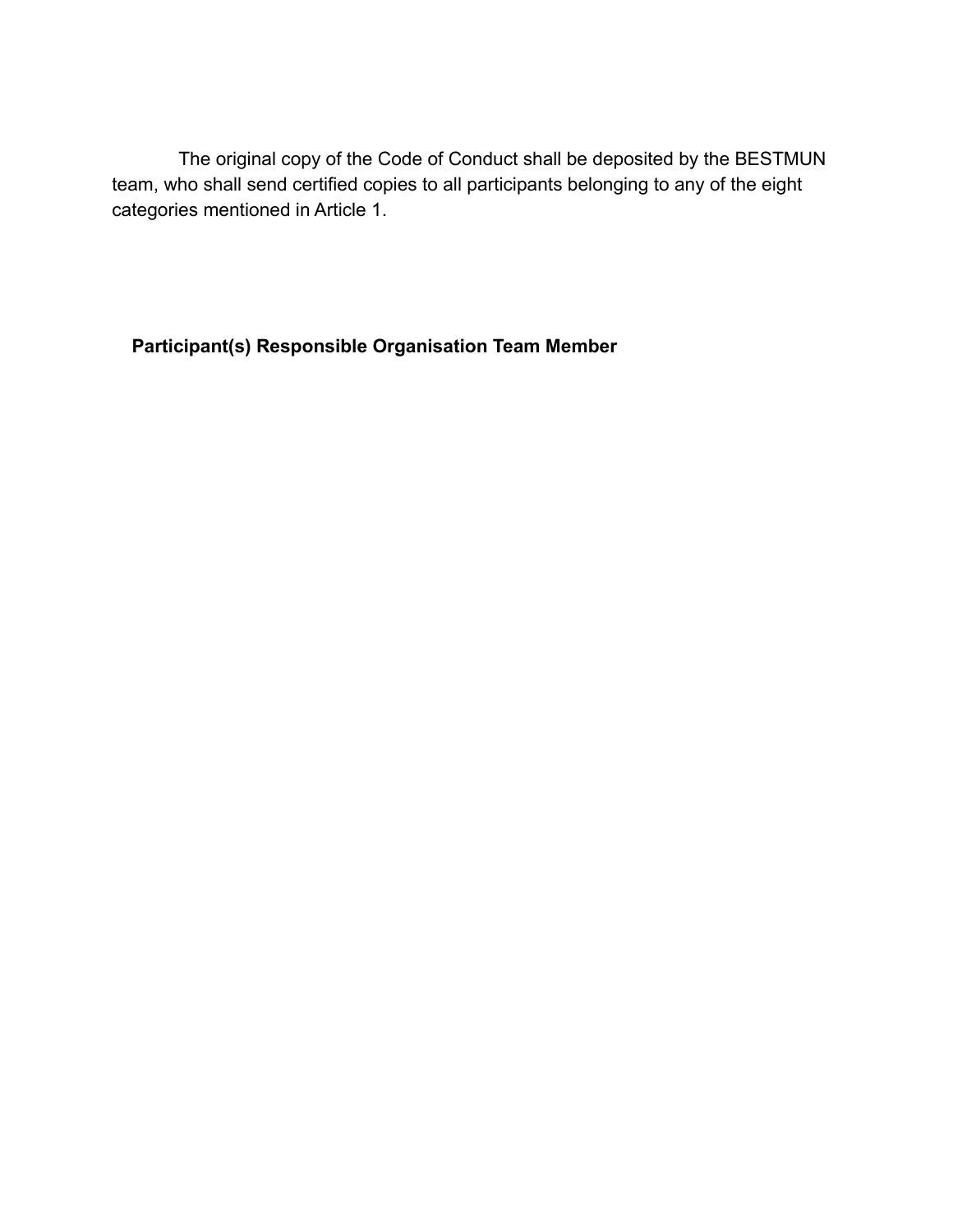The original copy of the Code of Conduct shall be deposited by the BESTMUN team, who shall send certified copies to all participants belonging to any of the eight categories mentioned in Article 1.

**Participant(s) Responsible Organisation Team Member**